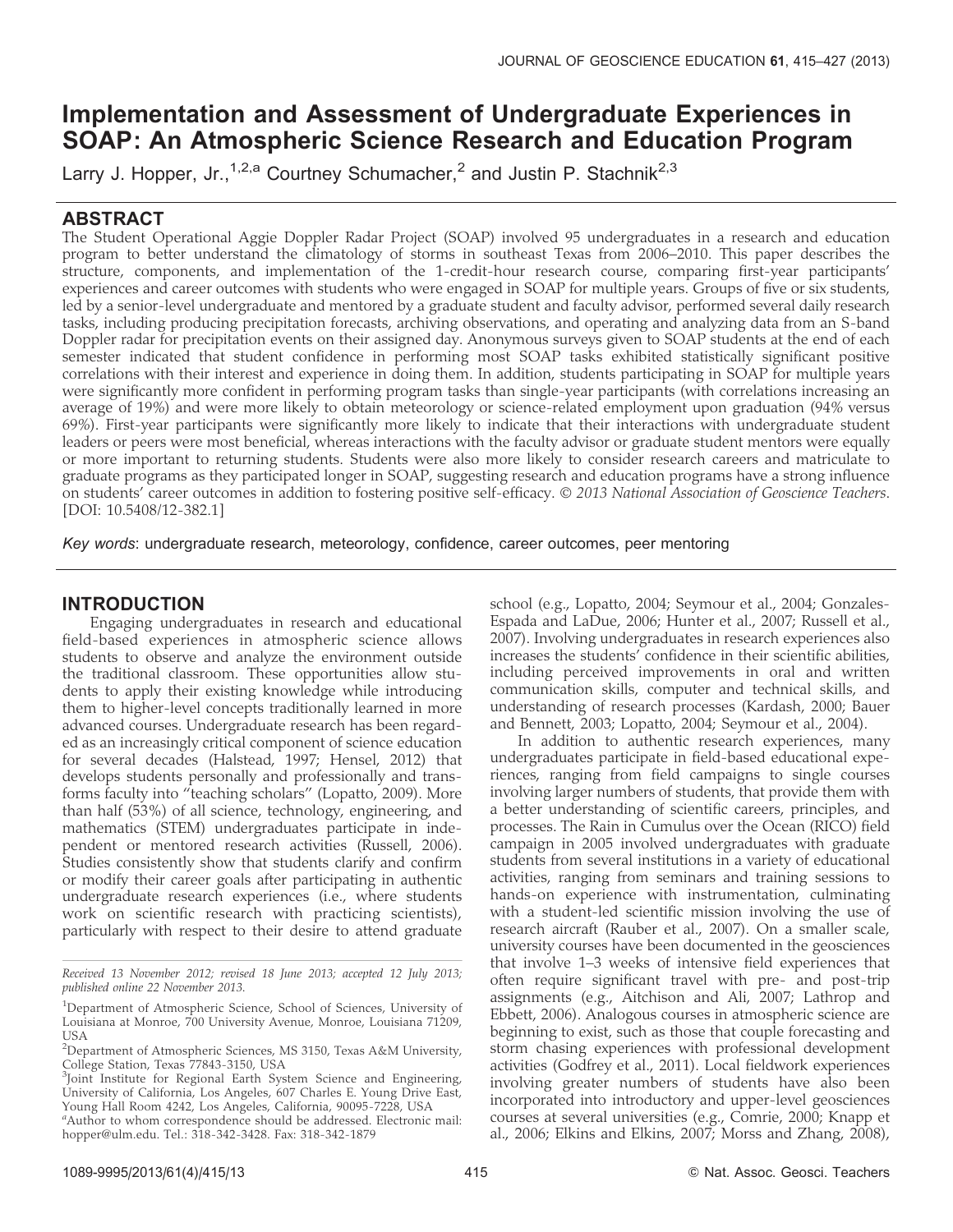# Implementation and Assessment of Undergraduate Experiences in SOAP: An Atmospheric Science Research and Education Program

Larry J. Hopper, Jr.,[1,2,a] Courtney Schumacher,[2] and Justin P. Stachnik[2,3]

## ABSTRACT

The Student Operational Aggie Doppler Radar Project (SOAP) involved 95 undergraduates in a research and education program to better understand the climatology of storms in southeast Texas from 2006–2010. This paper describes the structure, components, and implementation of the 1-credit-hour research course, comparing first-year participants' experiences and career outcomes with students who were engaged in SOAP for multiple years. Groups of five or six students, led by a senior-level undergraduate and mentored by a graduate student and faculty advisor, performed several daily research tasks, including producing precipitation forecasts, archiving observations, and operating and analyzing data from an S-band Doppler radar for precipitation events on their assigned day. Anonymous surveys given to SOAP students at the end of each semester indicated that student confidence in performing most SOAP tasks exhibited statistically significant positive correlations with their interest and experience in doing them. In addition, students participating in SOAP for multiple years were significantly more confident in performing program tasks than single-year participants (with correlations increasing an average of 19%) and were more likely to obtain meteorology or science-related employment upon graduation (94% versus 69%). First-year participants were significantly more likely to indicate that their interactions with undergraduate student leaders or peers were most beneficial, whereas interactions with the faculty advisor or graduate student mentors were equally or more important to returning students. Students were also more likely to consider research careers and matriculate to graduate programs as they participated longer in SOAP, suggesting research and education programs have a strong influence on students' career outcomes in addition to fostering positive self-efficacy. *© 2013 National Association of Geoscience Teachers*. [DOI: 10.5408/12-382.1]

*Key words*: undergraduate research, meteorology, confidence, career outcomes, peer mentoring

## INTRODUCTION

Engaging undergraduates in research and educational field-based experiences in atmospheric science allows students to observe and analyze the environment outside the traditional classroom. These opportunities allow students to apply their existing knowledge while introducing them to higher-level concepts traditionally learned in more advanced courses. Undergraduate research has been regarded as an increasingly critical component of science education for several decades (Halstead, 1997; Hensel, 2012) that develops students personally and professionally and transforms faculty into "teaching scholars" (Lopatto, 2009). More than half (53%) of all science, technology, engineering, and mathematics (STEM) undergraduates participate in independent or mentored research activities (Russell, 2006). Studies consistently show that students clarify and confirm or modify their career goals after participating in authentic undergraduate research experiences (i.e., where students work on scientific research with practicing scientists), particularly with respect to their desire to attend graduate school (e.g., Lopatto, 2004; Seymour et al., 2004; Gonzales-Espada and LaDue, 2006; Hunter et al., 2007; Russell et al., 2007). Involving undergraduates in research experiences also increases the students' confidence in their scientific abilities, including perceived improvements in oral and written communication skills, computer and technical skills, and understanding of research processes (Kardash, 2000; Bauer and Bennett, 2003; Lopatto, 2004; Seymour et al., 2004).

In addition to authentic research experiences, many undergraduates participate in field-based educational experiences, ranging from field campaigns to single courses involving larger numbers of students, that provide them with a better understanding of scientific careers, principles, and processes. The Rain in Cumulus over the Ocean (RICO) field campaign in 2005 involved undergraduates with graduate students from several institutions in a variety of educational activities, ranging from seminars and training sessions to hands-on experience with instrumentation, culminating with a student-led scientific mission involving the use of research aircraft (Rauber et al., 2007). On a smaller scale, university courses have been documented in the geosciences that involve 1–3 weeks of intensive field experiences that often require significant travel with pre- and post-trip assignments (e.g., Aitchison and Ali, 2007; Lathrop and Ebbett, 2006). Analogous courses in atmospheric science are beginning to exist, such as those that couple forecasting and storm chasing experiences with professional development activities (Godfrey et al., 2011). Local fieldwork experiences involving greater numbers of students have also been incorporated into introductory and upper-level geosciences courses at several universities (e.g., Comrie, 2000; Knapp et al., 2006; Elkins and Elkins, 2007; Morss and Zhang, 2008),

*Received 13 November 2012; revised 18 June 2013; accepted 12 July 2013; published online 22 November 2013.*

[1]Department of Atmospheric Science, School of Sciences, University of Louisiana at Monroe, 700 University Avenue, Monroe, Louisiana 71209, USA

[2]Department of Atmospheric Sciences, MS 3150, Texas A&M University, College Station, Texas 77843-3150, USA

[3]Joint Institute for Regional Earth System Science and Engineering, University of California, Los Angeles, 607 Charles E. Young Drive East, Young Hall Room 4242, Los Angeles, California, 90095-7228, USA

[a]Author to whom correspondence should be addressed. Electronic mail: hopper@ulm.edu. Tel.: 318-342-3428. Fax: 318-342-1879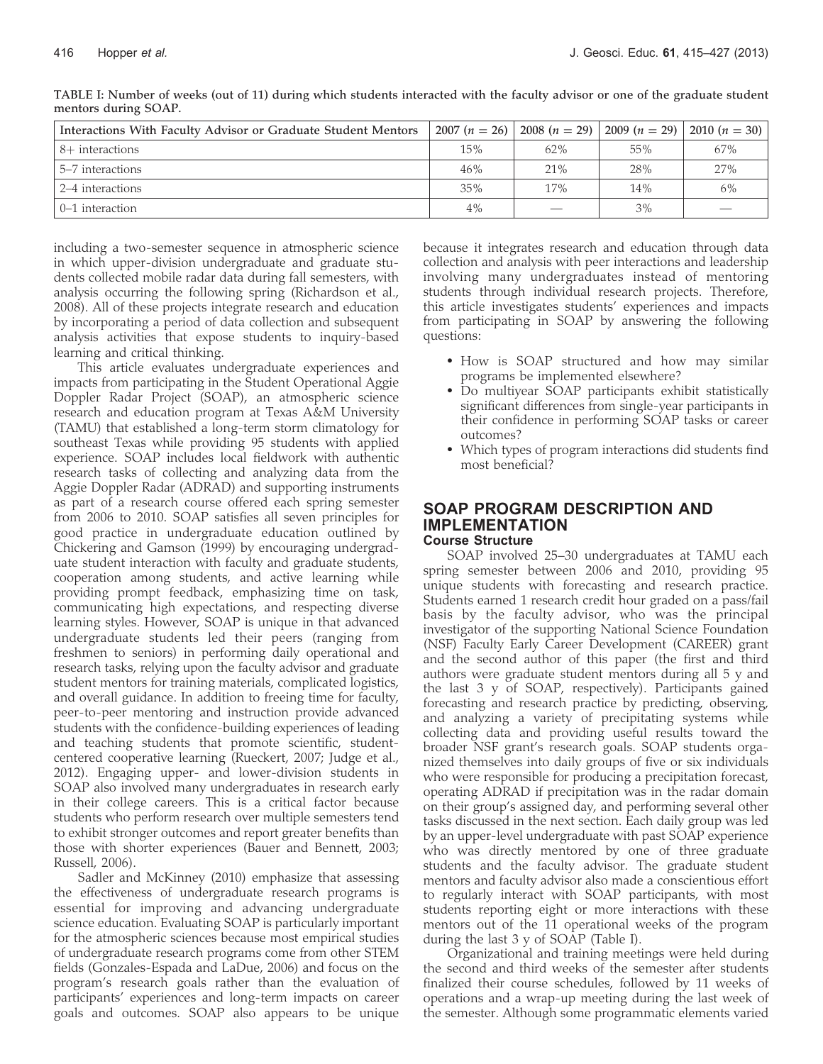TABLE I: Number of weeks (out of 11) during which students interacted with the faculty advisor or one of the graduate student mentors during SOAP.

| Interactions With Faculty Advisor or Graduate Student Mentors | 2007 ($n = 26$) | 2008 ($n = 29$) | 2009 ($n = 29$) | 2010 ($n = 30$) |
|---|---|---|---|---|
| 8+ interactions | 15% | 62% | 55% | 67% |
| 5–7 interactions | 46% | 21% | 28% | 27% |
| 2–4 interactions | 35% | 17% | 14% | 6% |
| 0–1 interaction | 4% | — | 3% | — |

including a two-semester sequence in atmospheric science in which upper-division undergraduate and graduate students collected mobile radar data during fall semesters, with analysis occurring the following spring (Richardson et al., 2008). All of these projects integrate research and education by incorporating a period of data collection and subsequent analysis activities that expose students to inquiry-based learning and critical thinking.

This article evaluates undergraduate experiences and impacts from participating in the Student Operational Aggie Doppler Radar Project (SOAP), an atmospheric science research and education program at Texas A&M University (TAMU) that established a long-term storm climatology for southeast Texas while providing 95 students with applied experience. SOAP includes local fieldwork with authentic research tasks of collecting and analyzing data from the Aggie Doppler Radar (ADRAD) and supporting instruments as part of a research course offered each spring semester from 2006 to 2010. SOAP satisfies all seven principles for good practice in undergraduate education outlined by Chickering and Gamson (1999) by encouraging undergraduate student interaction with faculty and graduate students, cooperation among students, and active learning while providing prompt feedback, emphasizing time on task, communicating high expectations, and respecting diverse learning styles. However, SOAP is unique in that advanced undergraduate students led their peers (ranging from freshmen to seniors) in performing daily operational and research tasks, relying upon the faculty advisor and graduate student mentors for training materials, complicated logistics, and overall guidance. In addition to freeing time for faculty, peer-to-peer mentoring and instruction provide advanced students with the confidence-building experiences of leading and teaching students that promote scientific, student-centered cooperative learning (Rueckert, 2007; Judge et al., 2012). Engaging upper- and lower-division students in SOAP also involved many undergraduates in research early in their college careers. This is a critical factor because students who perform research over multiple semesters tend to exhibit stronger outcomes and report greater benefits than those with shorter experiences (Bauer and Bennett, 2003; Russell, 2006).

Sadler and McKinney (2010) emphasize that assessing the effectiveness of undergraduate research programs is essential for improving and advancing undergraduate science education. Evaluating SOAP is particularly important for the atmospheric sciences because most empirical studies of undergraduate research programs come from other STEM fields (Gonzales-Espada and LaDue, 2006) and focus on the program's research goals rather than the evaluation of participants' experiences and long-term impacts on career goals and outcomes. SOAP also appears to be unique because it integrates research and education through data collection and analysis with peer interactions and leadership involving many undergraduates instead of mentoring students through individual research projects. Therefore, this article investigates students' experiences and impacts from participating in SOAP by answering the following questions:

- How is SOAP structured and how may similar programs be implemented elsewhere?
- Do multiyear SOAP participants exhibit statistically significant differences from single-year participants in their confidence in performing SOAP tasks or career outcomes?
- Which types of program interactions did students find most beneficial?

## SOAP PROGRAM DESCRIPTION AND IMPLEMENTATION

### Course Structure

SOAP involved 25–30 undergraduates at TAMU each spring semester between 2006 and 2010, providing 95 unique students with forecasting and research practice. Students earned 1 research credit hour graded on a pass/fail basis by the faculty advisor, who was the principal investigator of the supporting National Science Foundation (NSF) Faculty Early Career Development (CAREER) grant and the second author of this paper (the first and third authors were graduate student mentors during all 5 y and the last 3 y of SOAP, respectively). Participants gained forecasting and research practice by predicting, observing, and analyzing a variety of precipitating systems while collecting data and providing useful results toward the broader NSF grant's research goals. SOAP students organized themselves into daily groups of five or six individuals who were responsible for producing a precipitation forecast, operating ADRAD if precipitation was in the radar domain on their group's assigned day, and performing several other tasks discussed in the next section. Each daily group was led by an upper-level undergraduate with past SOAP experience who was directly mentored by one of three graduate students and the faculty advisor. The graduate student mentors and faculty advisor also made a conscientious effort to regularly interact with SOAP participants, with most students reporting eight or more interactions with these mentors out of the 11 operational weeks of the program during the last 3 y of SOAP (Table I).

Organizational and training meetings were held during the second and third weeks of the semester after students finalized their course schedules, followed by 11 weeks of operations and a wrap-up meeting during the last week of the semester. Although some programmatic elements varied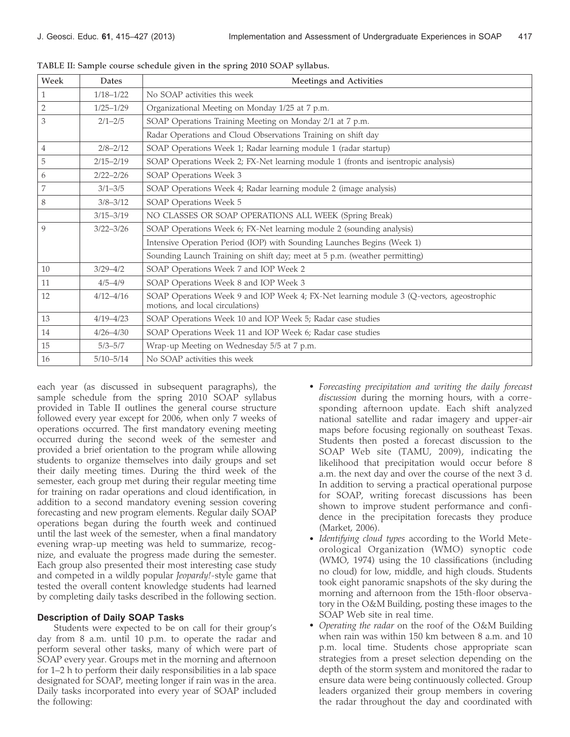TABLE II: Sample course schedule given in the spring 2010 SOAP syllabus.

| Week | Dates | Meetings and Activities |
|---|---|---|
| 1 | 1/18–1/22 | No SOAP activities this week |
| 2 | 1/25–1/29 | Organizational Meeting on Monday 1/25 at 7 p.m. |
| 3 | 2/1–2/5 | SOAP Operations Training Meeting on Monday 2/1 at 7 p.m. |
| | | Radar Operations and Cloud Observations Training on shift day |
| 4 | 2/8–2/12 | SOAP Operations Week 1; Radar learning module 1 (radar startup) |
| 5 | 2/15–2/19 | SOAP Operations Week 2; FX-Net learning module 1 (fronts and isentropic analysis) |
| 6 | 2/22–2/26 | SOAP Operations Week 3 |
| 7 | 3/1–3/5 | SOAP Operations Week 4; Radar learning module 2 (image analysis) |
| 8 | 3/8–3/12 | SOAP Operations Week 5 |
| | 3/15–3/19 | NO CLASSES OR SOAP OPERATIONS ALL WEEK (Spring Break) |
| 9 | 3/22–3/26 | SOAP Operations Week 6; FX-Net learning module 2 (sounding analysis) |
| | | Intensive Operation Period (IOP) with Sounding Launches Begins (Week 1) |
| | | Sounding Launch Training on shift day; meet at 5 p.m. (weather permitting) |
| 10 | 3/29–4/2 | SOAP Operations Week 7 and IOP Week 2 |
| 11 | 4/5–4/9 | SOAP Operations Week 8 and IOP Week 3 |
| 12 | 4/12–4/16 | SOAP Operations Week 9 and IOP Week 4; FX-Net learning module 3 (Q-vectors, ageostrophic motions, and local circulations) |
| 13 | 4/19–4/23 | SOAP Operations Week 10 and IOP Week 5; Radar case studies |
| 14 | 4/26–4/30 | SOAP Operations Week 11 and IOP Week 6; Radar case studies |
| 15 | 5/3–5/7 | Wrap-up Meeting on Wednesday 5/5 at 7 p.m. |
| 16 | 5/10–5/14 | No SOAP activities this week |

each year (as discussed in subsequent paragraphs), the sample schedule from the spring 2010 SOAP syllabus provided in Table II outlines the general course structure followed every year except for 2006, when only 7 weeks of operations occurred. The first mandatory evening meeting occurred during the second week of the semester and provided a brief orientation to the program while allowing students to organize themselves into daily groups and set their daily meeting times. During the third week of the semester, each group met during their regular meeting time for training on radar operations and cloud identification, in addition to a second mandatory evening session covering forecasting and new program elements. Regular daily SOAP operations began during the fourth week and continued until the last week of the semester, when a final mandatory evening wrap-up meeting was held to summarize, recognize, and evaluate the progress made during the semester. Each group also presented their most interesting case study and competed in a wildly popular *Jeopardy!*-style game that tested the overall content knowledge students had learned by completing daily tasks described in the following section.

### Description of Daily SOAP Tasks

Students were expected to be on call for their group's day from 8 a.m. until 10 p.m. to operate the radar and perform several other tasks, many of which were part of SOAP every year. Groups met in the morning and afternoon for 1–2 h to perform their daily responsibilities in a lab space designated for SOAP, meeting longer if rain was in the area. Daily tasks incorporated into every year of SOAP included the following:

- *Forecasting precipitation and writing the daily forecast discussion* during the morning hours, with a corresponding afternoon update. Each shift analyzed national satellite and radar imagery and upper-air maps before focusing regionally on southeast Texas. Students then posted a forecast discussion to the SOAP Web site (TAMU, 2009), indicating the likelihood that precipitation would occur before 8 a.m. the next day and over the course of the next 3 d. In addition to serving a practical operational purpose for SOAP, writing forecast discussions has been shown to improve student performance and confidence in the precipitation forecasts they produce (Market, 2006).
- *Identifying cloud types* according to the World Meteorological Organization (WMO) synoptic code (WMO, 1974) using the 10 classifications (including no cloud) for low, middle, and high clouds. Students took eight panoramic snapshots of the sky during the morning and afternoon from the 15th-floor observatory in the O&M Building, posting these images to the SOAP Web site in real time.
- *Operating the radar* on the roof of the O&M Building when rain was within 150 km between 8 a.m. and 10 p.m. local time. Students chose appropriate scan strategies from a preset selection depending on the depth of the storm system and monitored the radar to ensure data were being continuously collected. Group leaders organized their group members in covering the radar throughout the day and coordinated with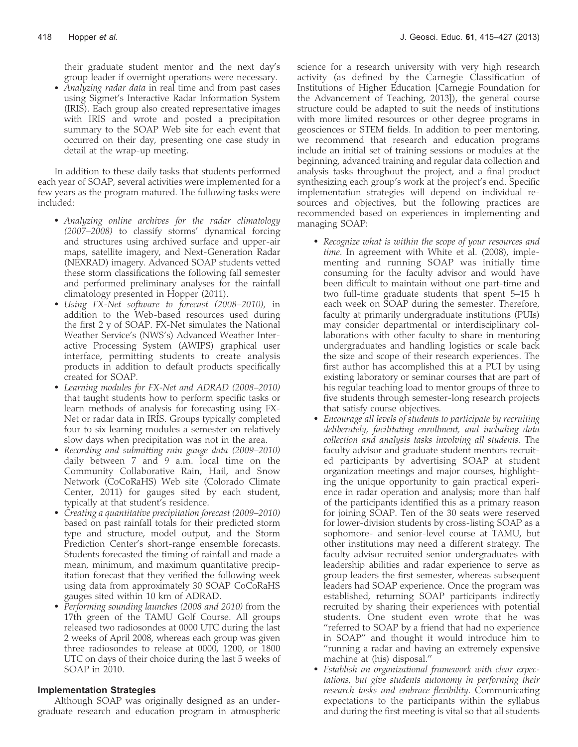their graduate student mentor and the next day's group leader if overnight operations were necessary.

- *Analyzing radar data* in real time and from past cases using Sigmet's Interactive Radar Information System (IRIS). Each group also created representative images with IRIS and wrote and posted a precipitation summary to the SOAP Web site for each event that occurred on their day, presenting one case study in detail at the wrap-up meeting.

In addition to these daily tasks that students performed each year of SOAP, several activities were implemented for a few years as the program matured. The following tasks were included:

- *Analyzing online archives for the radar climatology (2007–2008)* to classify storms' dynamical forcing and structures using archived surface and upper-air maps, satellite imagery, and Next-Generation Radar (NEXRAD) imagery. Advanced SOAP students vetted these storm classifications the following fall semester and performed preliminary analyses for the rainfall climatology presented in Hopper (2011).
- *Using FX-Net software to forecast (2008–2010),* in addition to the Web-based resources used during the first 2 y of SOAP. FX-Net simulates the National Weather Service's (NWS's) Advanced Weather Interactive Processing System (AWIPS) graphical user interface, permitting students to create analysis products in addition to default products specifically created for SOAP.
- *Learning modules for FX-Net and ADRAD (2008–2010)* that taught students how to perform specific tasks or learn methods of analysis for forecasting using FX-Net or radar data in IRIS. Groups typically completed four to six learning modules a semester on relatively slow days when precipitation was not in the area.
- *Recording and submitting rain gauge data (2009–2010)* daily between 7 and 9 a.m. local time on the Community Collaborative Rain, Hail, and Snow Network (CoCoRaHS) Web site (Colorado Climate Center, 2011) for gauges sited by each student, typically at that student's residence.
- *Creating a quantitative precipitation forecast (2009–2010)* based on past rainfall totals for their predicted storm type and structure, model output, and the Storm Prediction Center's short-range ensemble forecasts. Students forecasted the timing of rainfall and made a mean, minimum, and maximum quantitative precipitation forecast that they verified the following week using data from approximately 30 SOAP CoCoRaHS gauges sited within 10 km of ADRAD.
- *Performing sounding launches (2008 and 2010)* from the 17th green of the TAMU Golf Course. All groups released two radiosondes at 0000 UTC during the last 2 weeks of April 2008, whereas each group was given three radiosondes to release at 0000, 1200, or 1800 UTC on days of their choice during the last 5 weeks of SOAP in 2010.

## Implementation Strategies

Although SOAP was originally designed as an undergraduate research and education program in atmospheric science for a research university with very high research activity (as defined by the Carnegie Classification of Institutions of Higher Education [Carnegie Foundation for the Advancement of Teaching, 2013]), the general course structure could be adapted to suit the needs of institutions with more limited resources or other degree programs in geosciences or STEM fields. In addition to peer mentoring, we recommend that research and education programs include an initial set of training sessions or modules at the beginning, advanced training and regular data collection and analysis tasks throughout the project, and a final product synthesizing each group's work at the project's end. Specific implementation strategies will depend on individual resources and objectives, but the following practices are recommended based on experiences in implementing and managing SOAP:

- *Recognize what is within the scope of your resources and time*. In agreement with White et al. (2008), implementing and running SOAP was initially time consuming for the faculty advisor and would have been difficult to maintain without one part-time and two full-time graduate students that spent 5–15 h each week on SOAP during the semester. Therefore, faculty at primarily undergraduate institutions (PUIs) may consider departmental or interdisciplinary collaborations with other faculty to share in mentoring undergraduates and handling logistics or scale back the size and scope of their research experiences. The first author has accomplished this at a PUI by using existing laboratory or seminar courses that are part of his regular teaching load to mentor groups of three to five students through semester-long research projects that satisfy course objectives.
- *Encourage all levels of students to participate by recruiting deliberately, facilitating enrollment, and including data collection and analysis tasks involving all students*. The faculty advisor and graduate student mentors recruited participants by advertising SOAP at student organization meetings and major courses, highlighting the unique opportunity to gain practical experience in radar operation and analysis; more than half of the participants identified this as a primary reason for joining SOAP. Ten of the 30 seats were reserved for lower-division students by cross-listing SOAP as a sophomore- and senior-level course at TAMU, but other institutions may need a different strategy. The faculty advisor recruited senior undergraduates with leadership abilities and radar experience to serve as group leaders the first semester, whereas subsequent leaders had SOAP experience. Once the program was established, returning SOAP participants indirectly recruited by sharing their experiences with potential students. One student even wrote that he was "referred to SOAP by a friend that had no experience in SOAP" and thought it would introduce him to "running a radar and having an extremely expensive machine at (his) disposal."
- *Establish an organizational framework with clear expectations, but give students autonomy in performing their research tasks and embrace flexibility*. Communicating expectations to the participants within the syllabus and during the first meeting is vital so that all students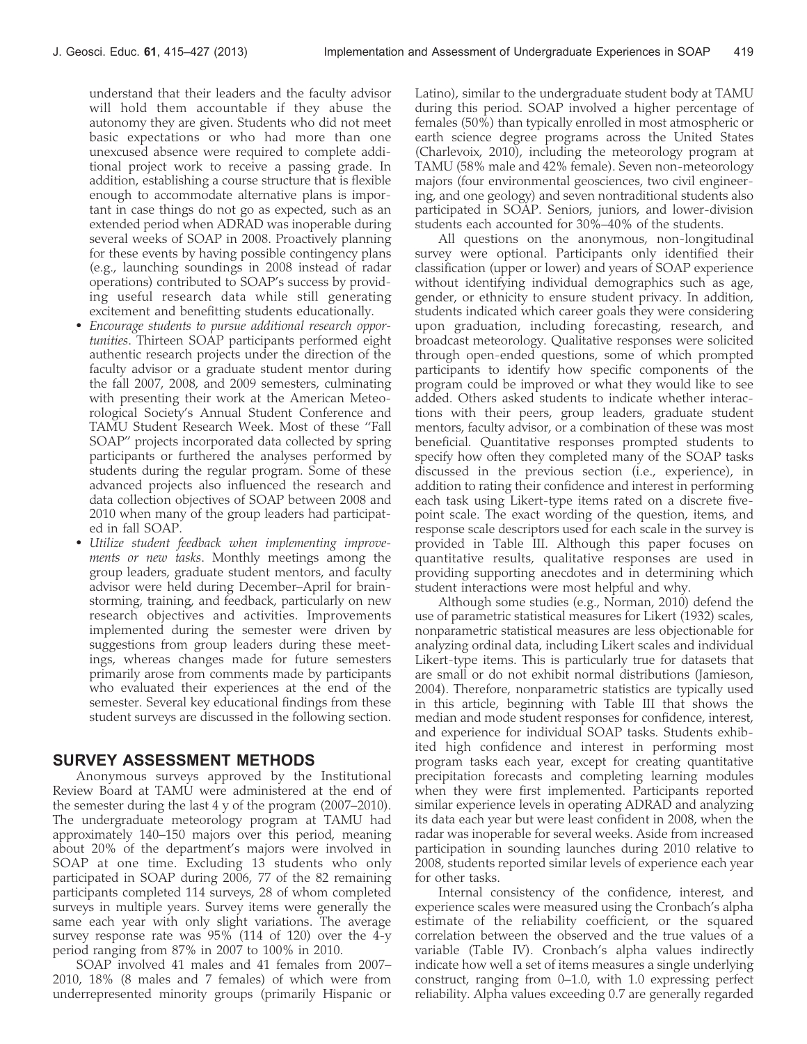understand that their leaders and the faculty advisor will hold them accountable if they abuse the autonomy they are given. Students who did not meet basic expectations or who had more than one unexcused absence were required to complete additional project work to receive a passing grade. In addition, establishing a course structure that is flexible enough to accommodate alternative plans is important in case things do not go as expected, such as an extended period when ADRAD was inoperable during several weeks of SOAP in 2008. Proactively planning for these events by having possible contingency plans (e.g., launching soundings in 2008 instead of radar operations) contributed to SOAP's success by providing useful research data while still generating excitement and benefitting students educationally.

- *Encourage students to pursue additional research opportunities*. Thirteen SOAP participants performed eight authentic research projects under the direction of the faculty advisor or a graduate student mentor during the fall 2007, 2008, and 2009 semesters, culminating with presenting their work at the American Meteorological Society's Annual Student Conference and TAMU Student Research Week. Most of these "Fall SOAP" projects incorporated data collected by spring participants or furthered the analyses performed by students during the regular program. Some of these advanced projects also influenced the research and data collection objectives of SOAP between 2008 and 2010 when many of the group leaders had participated in fall SOAP.
- *Utilize student feedback when implementing improvements or new tasks*. Monthly meetings among the group leaders, graduate student mentors, and faculty advisor were held during December–April for brainstorming, training, and feedback, particularly on new research objectives and activities. Improvements implemented during the semester were driven by suggestions from group leaders during these meetings, whereas changes made for future semesters primarily arose from comments made by participants who evaluated their experiences at the end of the semester. Several key educational findings from these student surveys are discussed in the following section.

## SURVEY ASSESSMENT METHODS

Anonymous surveys approved by the Institutional Review Board at TAMU were administered at the end of the semester during the last 4 y of the program (2007–2010). The undergraduate meteorology program at TAMU had approximately 140–150 majors over this period, meaning about 20% of the department's majors were involved in SOAP at one time. Excluding 13 students who only participated in SOAP during 2006, 77 of the 82 remaining participants completed 114 surveys, 28 of whom completed surveys in multiple years. Survey items were generally the same each year with only slight variations. The average survey response rate was 95% (114 of 120) over the 4-y period ranging from 87% in 2007 to 100% in 2010.

SOAP involved 41 males and 41 females from 2007–2010, 18% (8 males and 7 females) of which were from underrepresented minority groups (primarily Hispanic or Latino), similar to the undergraduate student body at TAMU during this period. SOAP involved a higher percentage of females (50%) than typically enrolled in most atmospheric or earth science degree programs across the United States (Charlevoix, 2010), including the meteorology program at TAMU (58% male and 42% female). Seven non-meteorology majors (four environmental geosciences, two civil engineering, and one geology) and seven nontraditional students also participated in SOAP. Seniors, juniors, and lower-division students each accounted for 30%–40% of the students.

All questions on the anonymous, non-longitudinal survey were optional. Participants only identified their classification (upper or lower) and years of SOAP experience without identifying individual demographics such as age, gender, or ethnicity to ensure student privacy. In addition, students indicated which career goals they were considering upon graduation, including forecasting, research, and broadcast meteorology. Qualitative responses were solicited through open-ended questions, some of which prompted participants to identify how specific components of the program could be improved or what they would like to see added. Others asked students to indicate whether interactions with their peers, group leaders, graduate student mentors, faculty advisor, or a combination of these was most beneficial. Quantitative responses prompted students to specify how often they completed many of the SOAP tasks discussed in the previous section (i.e., experience), in addition to rating their confidence and interest in performing each task using Likert-type items rated on a discrete five-point scale. The exact wording of the question, items, and response scale descriptors used for each scale in the survey is provided in Table III. Although this paper focuses on quantitative results, qualitative responses are used in providing supporting anecdotes and in determining which student interactions were most helpful and why.

Although some studies (e.g., Norman, 2010) defend the use of parametric statistical measures for Likert (1932) scales, nonparametric statistical measures are less objectionable for analyzing ordinal data, including Likert scales and individual Likert-type items. This is particularly true for datasets that are small or do not exhibit normal distributions (Jamieson, 2004). Therefore, nonparametric statistics are typically used in this article, beginning with Table III that shows the median and mode student responses for confidence, interest, and experience for individual SOAP tasks. Students exhibited high confidence and interest in performing most program tasks each year, except for creating quantitative precipitation forecasts and completing learning modules when they were first implemented. Participants reported similar experience levels in operating ADRAD and analyzing its data each year but were least confident in 2008, when the radar was inoperable for several weeks. Aside from increased participation in sounding launches during 2010 relative to 2008, students reported similar levels of experience each year for other tasks.

Internal consistency of the confidence, interest, and experience scales were measured using the Cronbach's alpha estimate of the reliability coefficient, or the squared correlation between the observed and the true values of a variable (Table IV). Cronbach's alpha values indirectly indicate how well a set of items measures a single underlying construct, ranging from 0–1.0, with 1.0 expressing perfect reliability. Alpha values exceeding 0.7 are generally regarded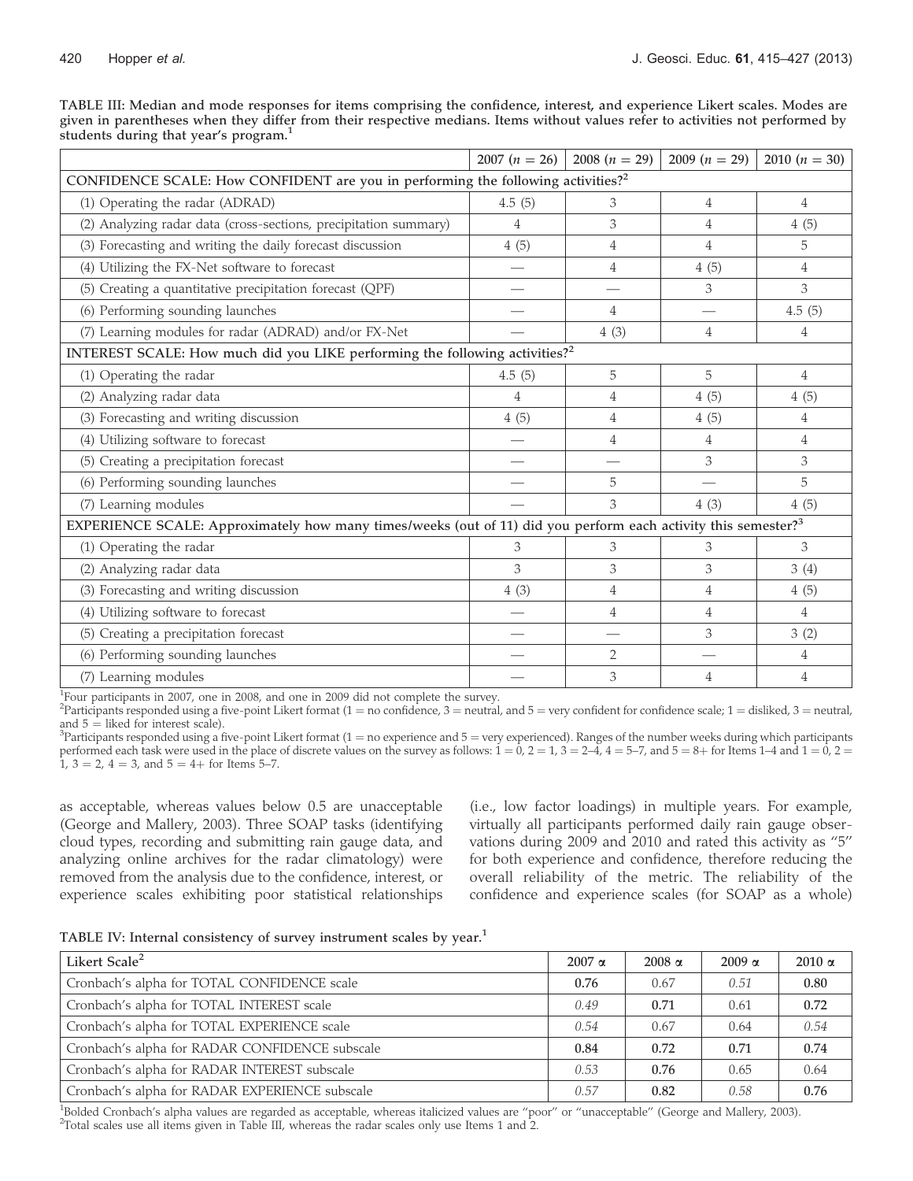TABLE III: Median and mode responses for items comprising the confidence, interest, and experience Likert scales. Modes are given in parentheses when they differ from their respective medians. Items without values refer to activities not performed by students during that year's program.[1]

| | 2007 ($n = 26$) | 2008 ($n = 29$) | 2009 ($n = 29$) | 2010 ($n = 30$) |
|---|---|---|---|---|
| CONFIDENCE SCALE: How CONFIDENT are you in performing the following activities?[2] | | | | |
| (1) Operating the radar (ADRAD) | 4.5 (5) | 3 | 4 | 4 |
| (2) Analyzing radar data (cross-sections, precipitation summary) | 4 | 3 | 4 | 4 (5) |
| (3) Forecasting and writing the daily forecast discussion | 4 (5) | 4 | 4 | 5 |
| (4) Utilizing the FX-Net software to forecast | — | 4 | 4 (5) | 4 |
| (5) Creating a quantitative precipitation forecast (QPF) | — | — | 3 | 3 |
| (6) Performing sounding launches | — | 4 | — | 4.5 (5) |
| (7) Learning modules for radar (ADRAD) and/or FX-Net | — | 4 (3) | 4 | 4 |
| INTEREST SCALE: How much did you LIKE performing the following activities?[2] | | | | |
| (1) Operating the radar | 4.5 (5) | 5 | 5 | 4 |
| (2) Analyzing radar data | 4 | 4 | 4 (5) | 4 (5) |
| (3) Forecasting and writing discussion | 4 (5) | 4 | 4 (5) | 4 |
| (4) Utilizing software to forecast | — | 4 | 4 | 4 |
| (5) Creating a precipitation forecast | — | — | 3 | 3 |
| (6) Performing sounding launches | — | 5 | — | 5 |
| (7) Learning modules | — | 3 | 4 (3) | 4 (5) |
| EXPERIENCE SCALE: Approximately how many times/weeks (out of 11) did you perform each activity this semester?[3] | | | | |
| (1) Operating the radar | 3 | 3 | 3 | 3 |
| (2) Analyzing radar data | 3 | 3 | 3 | 3 (4) |
| (3) Forecasting and writing discussion | 4 (3) | 4 | 4 | 4 (5) |
| (4) Utilizing software to forecast | — | 4 | 4 | 4 |
| (5) Creating a precipitation forecast | — | — | 3 | 3 (2) |
| (6) Performing sounding launches | — | 2 | — | 4 |
| (7) Learning modules | — | 3 | 4 | 4 |

[1]Four participants in 2007, one in 2008, and one in 2009 did not complete the survey.
[2]Participants responded using a five-point Likert format (1 = no confidence, 3 = neutral, and 5 = very confident for confidence scale; 1 = disliked, 3 = neutral, and 5 = liked for interest scale).
[3]Participants responded using a five-point Likert format (1 = no experience and 5 = very experienced). Ranges of the number weeks during which participants performed each task were used in the place of discrete values on the survey as follows: 1 = 0, 2 = 1, 3 = 2–4, 4 = 5–7, and 5 = 8+ for Items 1–4 and 1 = 0, 2 = 1, 3 = 2, 4 = 3, and 5 = 4+ for Items 5–7.

as acceptable, whereas values below 0.5 are unacceptable (George and Mallery, 2003). Three SOAP tasks (identifying cloud types, recording and submitting rain gauge data, and analyzing online archives for the radar climatology) were removed from the analysis due to the confidence, interest, or experience scales exhibiting poor statistical relationships (i.e., low factor loadings) in multiple years. For example, virtually all participants performed daily rain gauge observations during 2009 and 2010 and rated this activity as "5" for both experience and confidence, therefore reducing the overall reliability of the metric. The reliability of the confidence and experience scales (for SOAP as a whole)

TABLE IV: Internal consistency of survey instrument scales by year.[1]

| Likert Scale[2] | 2007 $\alpha$ | 2008 $\alpha$ | 2009 $\alpha$ | 2010 $\alpha$ |
|---|---|---|---|---|
| Cronbach's alpha for TOTAL CONFIDENCE scale | **0.76** | 0.67 | *0.51* | **0.80** |
| Cronbach's alpha for TOTAL INTEREST scale | *0.49* | **0.71** | 0.61 | **0.72** |
| Cronbach's alpha for TOTAL EXPERIENCE scale | *0.54* | 0.67 | 0.64 | *0.54* |
| Cronbach's alpha for RADAR CONFIDENCE subscale | **0.84** | **0.72** | **0.71** | **0.74** |
| Cronbach's alpha for RADAR INTEREST subscale | *0.53* | **0.76** | 0.65 | 0.64 |
| Cronbach's alpha for RADAR EXPERIENCE subscale | *0.57* | **0.82** | *0.58* | **0.76** |

[1]Bolded Cronbach's alpha values are regarded as acceptable, whereas italicized values are "poor" or "unacceptable" (George and Mallery, 2003).
[2]Total scales use all items given in Table III, whereas the radar scales only use Items 1 and 2.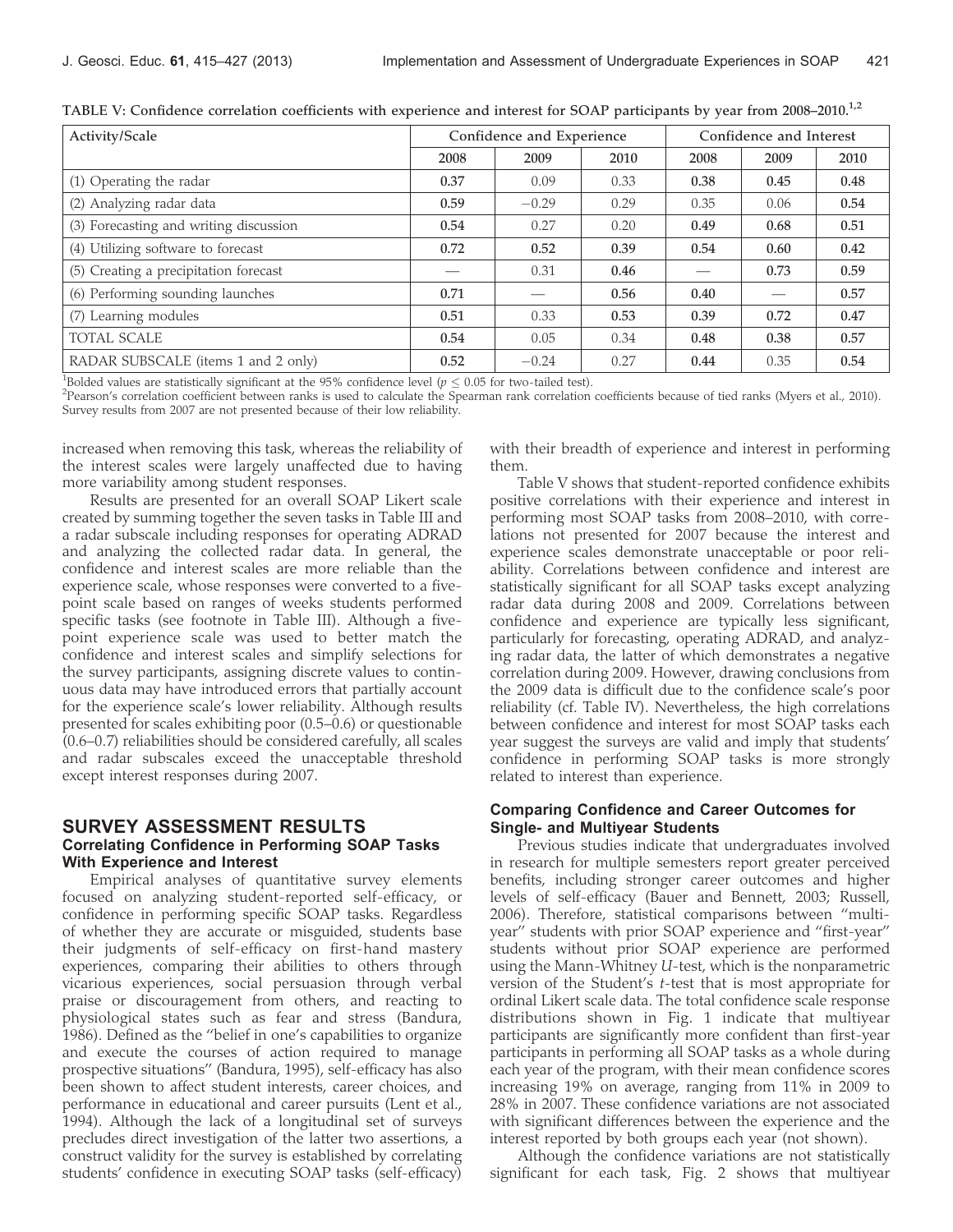TABLE V: Confidence correlation coefficients with experience and interest for SOAP participants by year from 2008–2010.[1,2]

| Activity/Scale | Confidence and Experience | | | Confidence and Interest | | |
|---|---|---|---|---|---|---|
| | 2008 | 2009 | 2010 | 2008 | 2009 | 2010 |
| (1) Operating the radar | **0.37** | 0.09 | 0.33 | **0.38** | **0.45** | **0.48** |
| (2) Analyzing radar data | **0.59** | −0.29 | 0.29 | 0.35 | 0.06 | **0.54** |
| (3) Forecasting and writing discussion | **0.54** | 0.27 | 0.20 | **0.49** | **0.68** | **0.51** |
| (4) Utilizing software to forecast | **0.72** | **0.52** | **0.39** | **0.54** | **0.60** | **0.42** |
| (5) Creating a precipitation forecast | — | 0.31 | **0.46** | — | **0.73** | **0.59** |
| (6) Performing sounding launches | **0.71** | — | **0.56** | **0.40** | — | **0.57** |
| (7) Learning modules | **0.51** | 0.33 | **0.53** | **0.39** | **0.72** | **0.47** |
| TOTAL SCALE | **0.54** | 0.05 | 0.34 | **0.48** | **0.38** | **0.57** |
| RADAR SUBSCALE (items 1 and 2 only) | **0.52** | −0.24 | 0.27 | **0.44** | 0.35 | **0.54** |

[1]Bolded values are statistically significant at the 95% confidence level ($p \leq 0.05$ for two-tailed test).
[2]Pearson's correlation coefficient between ranks is used to calculate the Spearman rank correlation coefficients because of tied ranks (Myers et al., 2010). Survey results from 2007 are not presented because of their low reliability.

increased when removing this task, whereas the reliability of the interest scales were largely unaffected due to having more variability among student responses.

Results are presented for an overall SOAP Likert scale created by summing together the seven tasks in Table III and a radar subscale including responses for operating ADRAD and analyzing the collected radar data. In general, the confidence and interest scales are more reliable than the experience scale, whose responses were converted to a five-point scale based on ranges of weeks students performed specific tasks (see footnote in Table III). Although a five-point experience scale was used to better match the confidence and interest scales and simplify selections for the survey participants, assigning discrete values to continuous data may have introduced errors that partially account for the experience scale's lower reliability. Although results presented for scales exhibiting poor (0.5–0.6) or questionable (0.6–0.7) reliabilities should be considered carefully, all scales and radar subscales exceed the unacceptable threshold except interest responses during 2007.

## SURVEY ASSESSMENT RESULTS

### Correlating Confidence in Performing SOAP Tasks With Experience and Interest

Empirical analyses of quantitative survey elements focused on analyzing student-reported self-efficacy, or confidence in performing specific SOAP tasks. Regardless of whether they are accurate or misguided, students base their judgments of self-efficacy on first-hand mastery experiences, comparing their abilities to others through vicarious experiences, social persuasion through verbal praise or discouragement from others, and reacting to physiological states such as fear and stress (Bandura, 1986). Defined as the "belief in one's capabilities to organize and execute the courses of action required to manage prospective situations" (Bandura, 1995), self-efficacy has also been shown to affect student interests, career choices, and performance in educational and career pursuits (Lent et al., 1994). Although the lack of a longitudinal set of surveys precludes direct investigation of the latter two assertions, a construct validity for the survey is established by correlating students' confidence in executing SOAP tasks (self-efficacy) with their breadth of experience and interest in performing them.

Table V shows that student-reported confidence exhibits positive correlations with their experience and interest in performing most SOAP tasks from 2008–2010, with correlations not presented for 2007 because the interest and experience scales demonstrate unacceptable or poor reliability. Correlations between confidence and interest are statistically significant for all SOAP tasks except analyzing radar data during 2008 and 2009. Correlations between confidence and experience are typically less significant, particularly for forecasting, operating ADRAD, and analyzing radar data, the latter of which demonstrates a negative correlation during 2009. However, drawing conclusions from the 2009 data is difficult due to the confidence scale's poor reliability (cf. Table IV). Nevertheless, the high correlations between confidence and interest for most SOAP tasks each year suggest the surveys are valid and imply that students' confidence in performing SOAP tasks is more strongly related to interest than experience.

### Comparing Confidence and Career Outcomes for Single- and Multiyear Students

Previous studies indicate that undergraduates involved in research for multiple semesters report greater perceived benefits, including stronger career outcomes and higher levels of self-efficacy (Bauer and Bennett, 2003; Russell, 2006). Therefore, statistical comparisons between "multiyear" students with prior SOAP experience and "first-year" students without prior SOAP experience are performed using the Mann-Whitney $U$-test, which is the nonparametric version of the Student's $t$-test that is most appropriate for ordinal Likert scale data. The total confidence scale response distributions shown in Fig. 1 indicate that multiyear participants are significantly more confident than first-year participants in performing all SOAP tasks as a whole during each year of the program, with their mean confidence scores increasing 19% on average, ranging from 11% in 2009 to 28% in 2007. These confidence variations are not associated with significant differences between the experience and the interest reported by both groups each year (not shown).

Although the confidence variations are not statistically significant for each task, Fig. 2 shows that multiyear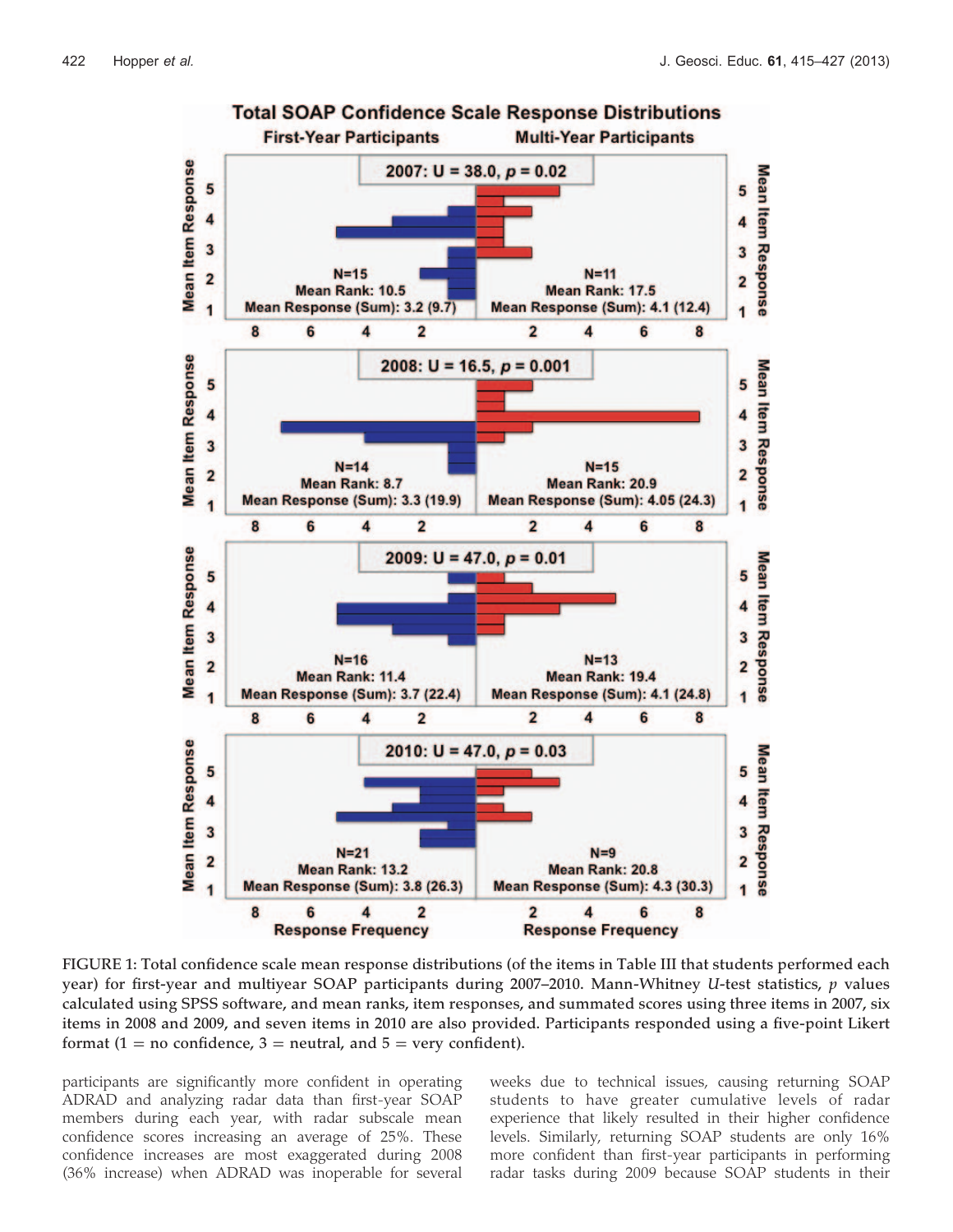FIGURE 1: Total confidence scale mean response distributions (of the items in Table III that students performed each year) for first-year and multiyear SOAP participants during 2007–2010. Mann-Whitney *U*-test statistics, *p* values calculated using SPSS software, and mean ranks, item responses, and summated scores using three items in 2007, six items in 2008 and 2009, and seven items in 2010 are also provided. Participants responded using a five-point Likert format (1 = no confidence, 3 = neutral, and 5 = very confident).

participants are significantly more confident in operating ADRAD and analyzing radar data than first-year SOAP members during each year, with radar subscale mean confidence scores increasing an average of 25%. These confidence increases are most exaggerated during 2008 (36% increase) when ADRAD was inoperable for several weeks due to technical issues, causing returning SOAP students to have greater cumulative levels of radar experience that likely resulted in their higher confidence levels. Similarly, returning SOAP students are only 16% more confident than first-year participants in performing radar tasks during 2009 because SOAP students in their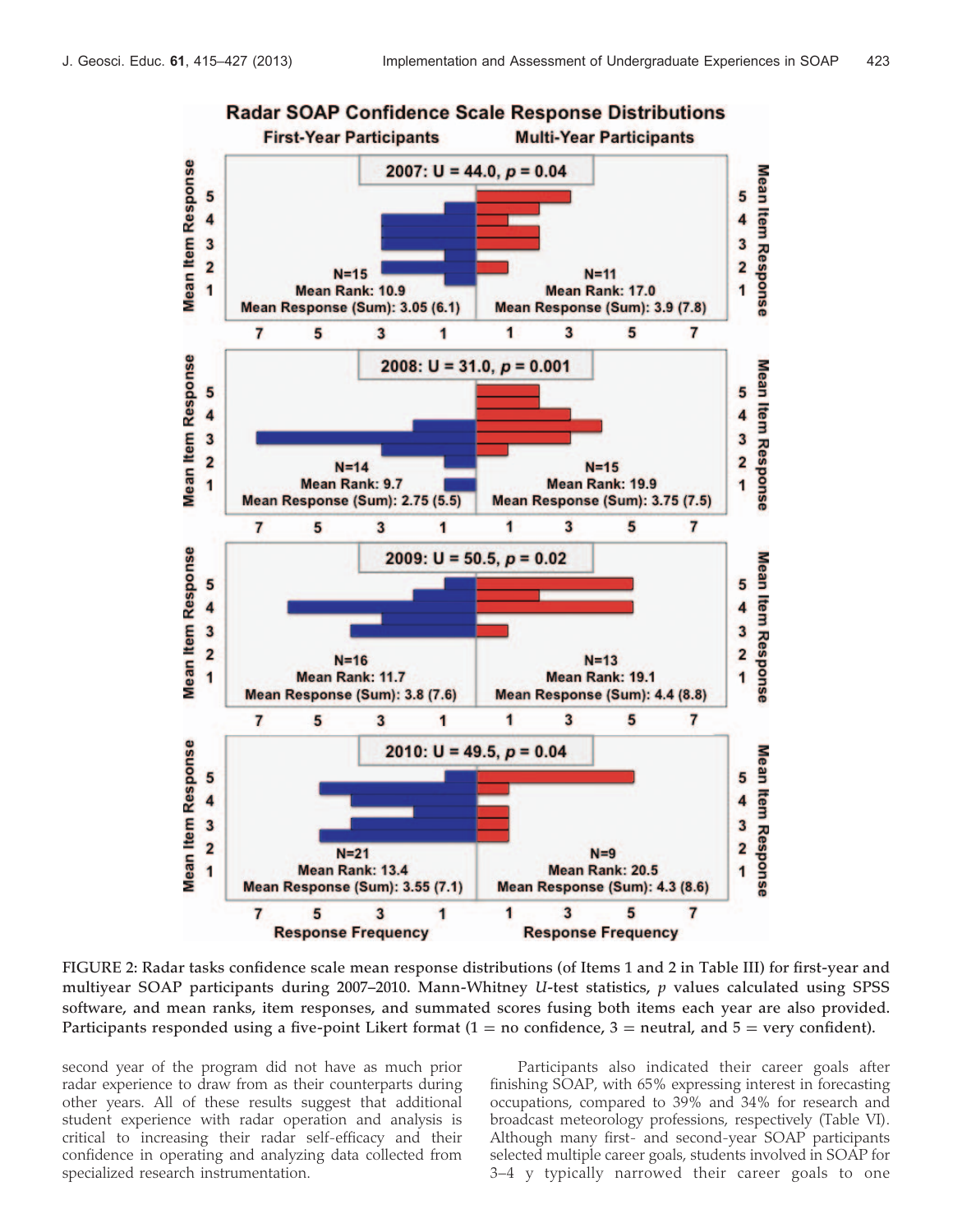FIGURE 2: Radar tasks confidence scale mean response distributions (of Items 1 and 2 in Table III) for first-year and multiyear SOAP participants during 2007–2010. Mann-Whitney *U*-test statistics, *p* values calculated using SPSS software, and mean ranks, item responses, and summated scores fusing both items each year are also provided. Participants responded using a five-point Likert format (1 = no confidence, 3 = neutral, and 5 = very confident).

second year of the program did not have as much prior radar experience to draw from as their counterparts during other years. All of these results suggest that additional student experience with radar operation and analysis is critical to increasing their radar self-efficacy and their confidence in operating and analyzing data collected from specialized research instrumentation.

Participants also indicated their career goals after finishing SOAP, with 65% expressing interest in forecasting occupations, compared to 39% and 34% for research and broadcast meteorology professions, respectively (Table VI). Although many first- and second-year SOAP participants selected multiple career goals, students involved in SOAP for 3–4 y typically narrowed their career goals to one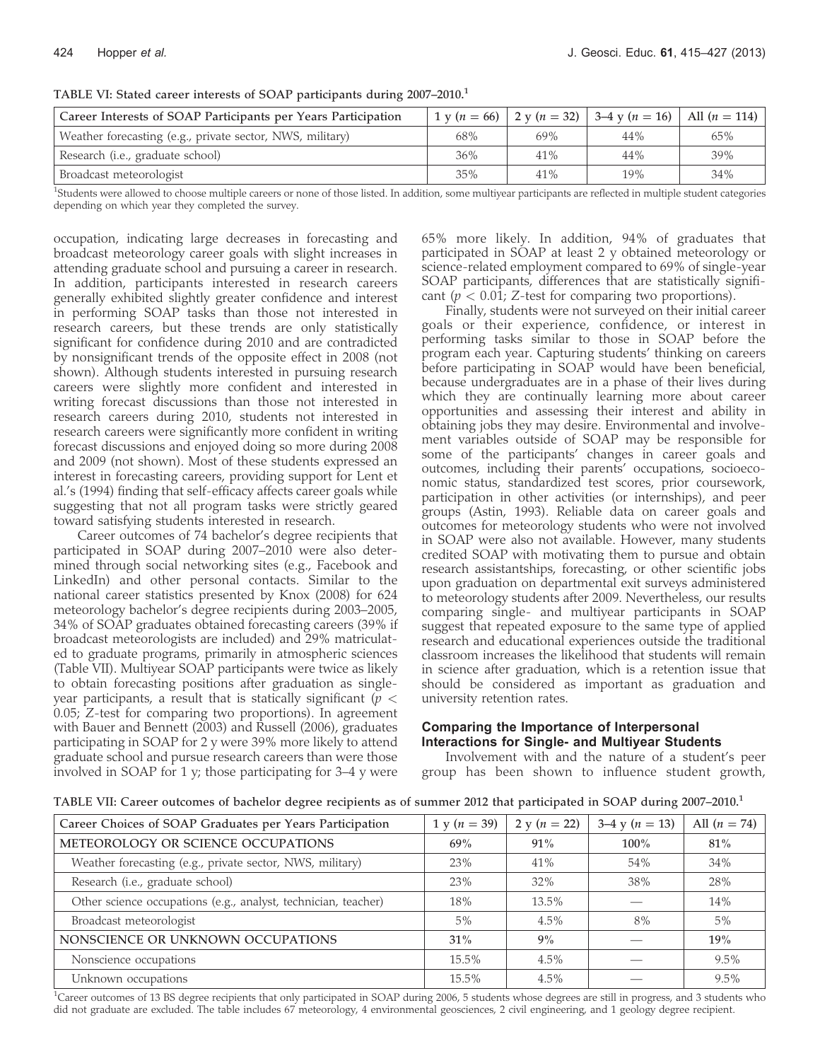TABLE VI: Stated career interests of SOAP participants during 2007–2010.[1]

| Career Interests of SOAP Participants per Years Participation | 1 y ($n = 66$) | 2 y ($n = 32$) | 3–4 y ($n = 16$) | All ($n = 114$) |
|---|---|---|---|---|
| Weather forecasting (e.g., private sector, NWS, military) | 68% | 69% | 44% | 65% |
| Research (i.e., graduate school) | 36% | 41% | 44% | 39% |
| Broadcast meteorologist | 35% | 41% | 19% | 34% |

[1]Students were allowed to choose multiple careers or none of those listed. In addition, some multiyear participants are reflected in multiple student categories depending on which year they completed the survey.

occupation, indicating large decreases in forecasting and broadcast meteorology career goals with slight increases in attending graduate school and pursuing a career in research. In addition, participants interested in research careers generally exhibited slightly greater confidence and interest in performing SOAP tasks than those not interested in research careers, but these trends are only statistically significant for confidence during 2010 and are contradicted by nonsignificant trends of the opposite effect in 2008 (not shown). Although students interested in pursuing research careers were slightly more confident and interested in writing forecast discussions than those not interested in research careers during 2010, students not interested in research careers were significantly more confident in writing forecast discussions and enjoyed doing so more during 2008 and 2009 (not shown). Most of these students expressed an interest in forecasting careers, providing support for Lent et al.'s (1994) finding that self-efficacy affects career goals while suggesting that not all program tasks were strictly geared toward satisfying students interested in research.

Career outcomes of 74 bachelor's degree recipients that participated in SOAP during 2007–2010 were also determined through social networking sites (e.g., Facebook and LinkedIn) and other personal contacts. Similar to the national career statistics presented by Knox (2008) for 624 meteorology bachelor's degree recipients during 2003–2005, 34% of SOAP graduates obtained forecasting careers (39% if broadcast meteorologists are included) and 29% matriculated to graduate programs, primarily in atmospheric sciences (Table VII). Multiyear SOAP participants were twice as likely to obtain forecasting positions after graduation as single-year participants, a result that is statically significant ($p < 0.05$; Z-test for comparing two proportions). In agreement with Bauer and Bennett (2003) and Russell (2006), graduates participating in SOAP for 2 y were 39% more likely to attend graduate school and pursue research careers than were those involved in SOAP for 1 y; those participating for 3–4 y were 65% more likely. In addition, 94% of graduates that participated in SOAP at least 2 y obtained meteorology or science-related employment compared to 69% of single-year SOAP participants, differences that are statistically significant ($p < 0.01$; Z-test for comparing two proportions).

Finally, students were not surveyed on their initial career goals or their experience, confidence, or interest in performing tasks similar to those in SOAP before the program each year. Capturing students' thinking on careers before participating in SOAP would have been beneficial, because undergraduates are in a phase of their lives during which they are continually learning more about career opportunities and assessing their interest and ability in obtaining jobs they may desire. Environmental and involvement variables outside of SOAP may be responsible for some of the participants' changes in career goals and outcomes, including their parents' occupations, socioeconomic status, standardized test scores, prior coursework, participation in other activities (or internships), and peer groups (Astin, 1993). Reliable data on career goals and outcomes for meteorology students who were not involved in SOAP were also not available. However, many students credited SOAP with motivating them to pursue and obtain research assistantships, forecasting, or other scientific jobs upon graduation on departmental exit surveys administered to meteorology students after 2009. Nevertheless, our results comparing single- and multiyear participants in SOAP suggest that repeated exposure to the same type of applied research and educational experiences outside the traditional classroom increases the likelihood that students will remain in science after graduation, which is a retention issue that should be considered as important as graduation and university retention rates.

### Comparing the Importance of Interpersonal Interactions for Single- and Multiyear Students

Involvement with and the nature of a student's peer group has been shown to influence student growth,

TABLE VII: Career outcomes of bachelor degree recipients as of summer 2012 that participated in SOAP during 2007–2010.[1]

| Career Choices of SOAP Graduates per Years Participation | 1 y ($n = 39$) | 2 y ($n = 22$) | 3–4 y ($n = 13$) | All ($n = 74$) |
|---|---|---|---|---|
| **METEOROLOGY OR SCIENCE OCCUPATIONS** | **69%** | **91%** | **100%** | **81%** |
| Weather forecasting (e.g., private sector, NWS, military) | 23% | 41% | 54% | 34% |
| Research (i.e., graduate school) | 23% | 32% | 38% | 28% |
| Other science occupations (e.g., analyst, technician, teacher) | 18% | 13.5% | — | 14% |
| Broadcast meteorologist | 5% | 4.5% | 8% | 5% |
| **NONSCIENCE OR UNKNOWN OCCUPATIONS** | **31%** | **9%** | **—** | **19%** |
| Nonscience occupations | 15.5% | 4.5% | — | 9.5% |
| Unknown occupations | 15.5% | 4.5% | — | 9.5% |

[1]Career outcomes of 13 BS degree recipients that only participated in SOAP during 2006, 5 students whose degrees are still in progress, and 3 students who did not graduate are excluded. The table includes 67 meteorology, 4 environmental geosciences, 2 civil engineering, and 1 geology degree recipient.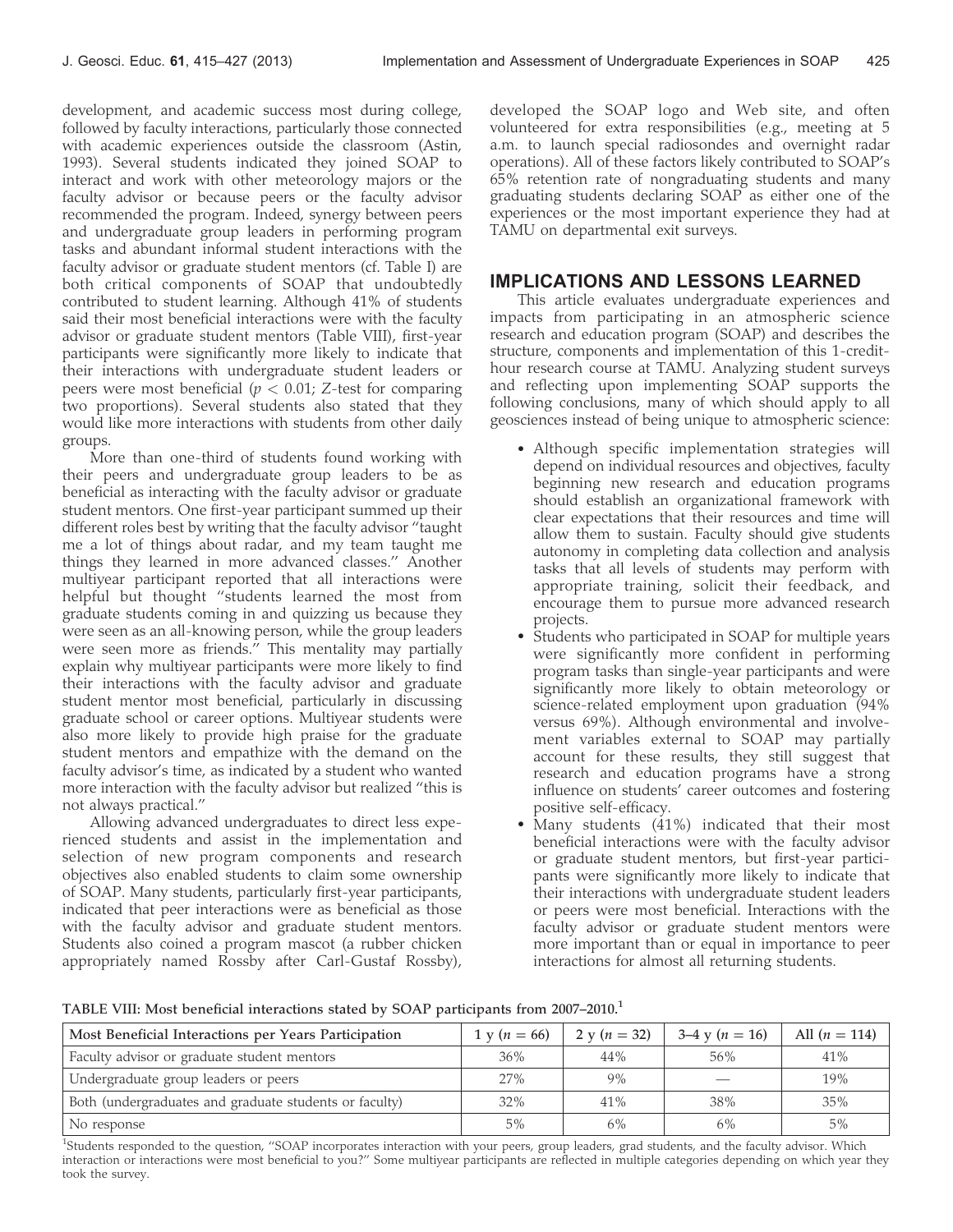development, and academic success most during college, followed by faculty interactions, particularly those connected with academic experiences outside the classroom (Astin, 1993). Several students indicated they joined SOAP to interact and work with other meteorology majors or the faculty advisor or because peers or the faculty advisor recommended the program. Indeed, synergy between peers and undergraduate group leaders in performing program tasks and abundant informal student interactions with the faculty advisor or graduate student mentors (cf. Table I) are both critical components of SOAP that undoubtedly contributed to student learning. Although 41% of students said their most beneficial interactions were with the faculty advisor or graduate student mentors (Table VIII), first-year participants were significantly more likely to indicate that their interactions with undergraduate student leaders or peers were most beneficial ($p < 0.01$; $Z$-test for comparing two proportions). Several students also stated that they would like more interactions with students from other daily groups.

More than one-third of students found working with their peers and undergraduate group leaders to be as beneficial as interacting with the faculty advisor or graduate student mentors. One first-year participant summed up their different roles best by writing that the faculty advisor "taught me a lot of things about radar, and my team taught me things they learned in more advanced classes." Another multiyear participant reported that all interactions were helpful but thought "students learned the most from graduate students coming in and quizzing us because they were seen as an all-knowing person, while the group leaders were seen more as friends." This mentality may partially explain why multiyear participants were more likely to find their interactions with the faculty advisor and graduate student mentor most beneficial, particularly in discussing graduate school or career options. Multiyear students were also more likely to provide high praise for the graduate student mentors and empathize with the demand on the faculty advisor's time, as indicated by a student who wanted more interaction with the faculty advisor but realized "this is not always practical."

Allowing advanced undergraduates to direct less experienced students and assist in the implementation and selection of new program components and research objectives also enabled students to claim some ownership of SOAP. Many students, particularly first-year participants, indicated that peer interactions were as beneficial as those with the faculty advisor and graduate student mentors. Students also coined a program mascot (a rubber chicken appropriately named Rossby after Carl-Gustaf Rossby), developed the SOAP logo and Web site, and often volunteered for extra responsibilities (e.g., meeting at 5 a.m. to launch special radiosondes and overnight radar operations). All of these factors likely contributed to SOAP's 65% retention rate of nongraduating students and many graduating students declaring SOAP as either one of the experiences or the most important experience they had at TAMU on departmental exit surveys.

## IMPLICATIONS AND LESSONS LEARNED

This article evaluates undergraduate experiences and impacts from participating in an atmospheric science research and education program (SOAP) and describes the structure, components and implementation of this 1-credit-hour research course at TAMU. Analyzing student surveys and reflecting upon implementing SOAP supports the following conclusions, many of which should apply to all geosciences instead of being unique to atmospheric science:

- Although specific implementation strategies will depend on individual resources and objectives, faculty beginning new research and education programs should establish an organizational framework with clear expectations that their resources and time will allow them to sustain. Faculty should give students autonomy in completing data collection and analysis tasks that all levels of students may perform with appropriate training, solicit their feedback, and encourage them to pursue more advanced research projects.
- Students who participated in SOAP for multiple years were significantly more confident in performing program tasks than single-year participants and were significantly more likely to obtain meteorology or science-related employment upon graduation (94% versus 69%). Although environmental and involvement variables external to SOAP may partially account for these results, they still suggest that research and education programs have a strong influence on students' career outcomes and fostering positive self-efficacy.
- Many students (41%) indicated that their most beneficial interactions were with the faculty advisor or graduate student mentors, but first-year participants were significantly more likely to indicate that their interactions with undergraduate student leaders or peers were most beneficial. Interactions with the faculty advisor or graduate student mentors were more important than or equal in importance to peer interactions for almost all returning students.

TABLE VIII: Most beneficial interactions stated by SOAP participants from 2007–2010.[1]

| Most Beneficial Interactions per Years Participation | 1 y ($n = 66$) | 2 y ($n = 32$) | 3–4 y ($n = 16$) | All ($n = 114$) |
|---|---|---|---|---|
| Faculty advisor or graduate student mentors | 36% | 44% | 56% | 41% |
| Undergraduate group leaders or peers | 27% | 9% | — | 19% |
| Both (undergraduates and graduate students or faculty) | 32% | 41% | 38% | 35% |
| No response | 5% | 6% | 6% | 5% |

[1]Students responded to the question, "SOAP incorporates interaction with your peers, group leaders, grad students, and the faculty advisor. Which interaction or interactions were most beneficial to you?" Some multiyear participants are reflected in multiple categories depending on which year they took the survey.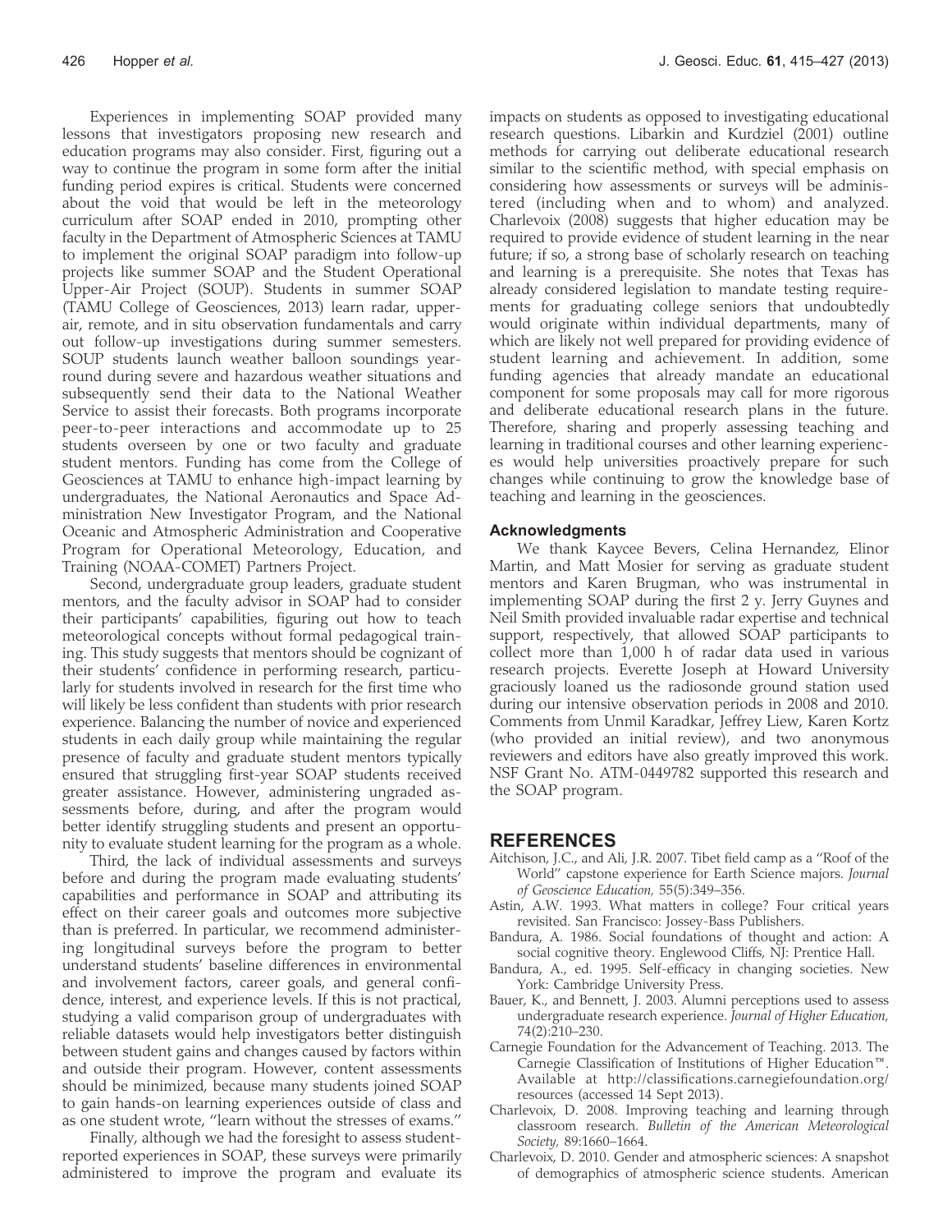Experiences in implementing SOAP provided many lessons that investigators proposing new research and education programs may also consider. First, figuring out a way to continue the program in some form after the initial funding period expires is critical. Students were concerned about the void that would be left in the meteorology curriculum after SOAP ended in 2010, prompting other faculty in the Department of Atmospheric Sciences at TAMU to implement the original SOAP paradigm into follow-up projects like summer SOAP and the Student Operational Upper-Air Project (SOUP). Students in summer SOAP (TAMU College of Geosciences, 2013) learn radar, upper-air, remote, and in situ observation fundamentals and carry out follow-up investigations during summer semesters. SOUP students launch weather balloon soundings year-round during severe and hazardous weather situations and subsequently send their data to the National Weather Service to assist their forecasts. Both programs incorporate peer-to-peer interactions and accommodate up to 25 students overseen by one or two faculty and graduate student mentors. Funding has come from the College of Geosciences at TAMU to enhance high-impact learning by undergraduates, the National Aeronautics and Space Administration New Investigator Program, and the National Oceanic and Atmospheric Administration and Cooperative Program for Operational Meteorology, Education, and Training (NOAA-COMET) Partners Project.

Second, undergraduate group leaders, graduate student mentors, and the faculty advisor in SOAP had to consider their participants' capabilities, figuring out how to teach meteorological concepts without formal pedagogical training. This study suggests that mentors should be cognizant of their students' confidence in performing research, particularly for students involved in research for the first time who will likely be less confident than students with prior research experience. Balancing the number of novice and experienced students in each daily group while maintaining the regular presence of faculty and graduate student mentors typically ensured that struggling first-year SOAP students received greater assistance. However, administering ungraded assessments before, during, and after the program would better identify struggling students and present an opportunity to evaluate student learning for the program as a whole.

Third, the lack of individual assessments and surveys before and during the program made evaluating students' capabilities and performance in SOAP and attributing its effect on their career goals and outcomes more subjective than is preferred. In particular, we recommend administering longitudinal surveys before the program to better understand students' baseline differences in environmental and involvement factors, career goals, and general confidence, interest, and experience levels. If this is not practical, studying a valid comparison group of undergraduates with reliable datasets would help investigators better distinguish between student gains and changes caused by factors within and outside their program. However, content assessments should be minimized, because many students joined SOAP to gain hands-on learning experiences outside of class and as one student wrote, "learn without the stresses of exams."

Finally, although we had the foresight to assess student-reported experiences in SOAP, these surveys were primarily administered to improve the program and evaluate its impacts on students as opposed to investigating educational research questions. Libarkin and Kurdziel (2001) outline methods for carrying out deliberate educational research similar to the scientific method, with special emphasis on considering how assessments or surveys will be administered (including when and to whom) and analyzed. Charlevoix (2008) suggests that higher education may be required to provide evidence of student learning in the near future; if so, a strong base of scholarly research on teaching and learning is a prerequisite. She notes that Texas has already considered legislation to mandate testing requirements for graduating college seniors that undoubtedly would originate within individual departments, many of which are likely not well prepared for providing evidence of student learning and achievement. In addition, some funding agencies that already mandate an educational component for some proposals may call for more rigorous and deliberate educational research plans in the future. Therefore, sharing and properly assessing teaching and learning in traditional courses and other learning experiences would help universities proactively prepare for such changes while continuing to grow the knowledge base of teaching and learning in the geosciences.

### Acknowledgments

We thank Kaycee Bevers, Celina Hernandez, Elinor Martin, and Matt Mosier for serving as graduate student mentors and Karen Brugman, who was instrumental in implementing SOAP during the first 2 y. Jerry Guynes and Neil Smith provided invaluable radar expertise and technical support, respectively, that allowed SOAP participants to collect more than 1,000 h of radar data used in various research projects. Everette Joseph at Howard University graciously loaned us the radiosonde ground station used during our intensive observation periods in 2008 and 2010. Comments from Unmil Karadkar, Jeffrey Liew, Karen Kortz (who provided an initial review), and two anonymous reviewers and editors have also greatly improved this work. NSF Grant No. ATM-0449782 supported this research and the SOAP program.

## REFERENCES

Aitchison, J.C., and Ali, J.R. 2007. Tibet field camp as a "Roof of the World" capstone experience for Earth Science majors. *Journal of Geoscience Education,* 55(5):349–356.

Astin, A.W. 1993. What matters in college? Four critical years revisited. San Francisco: Jossey-Bass Publishers.

Bandura, A. 1986. Social foundations of thought and action: A social cognitive theory. Englewood Cliffs, NJ: Prentice Hall.

Bandura, A., ed. 1995. Self-efficacy in changing societies. New York: Cambridge University Press.

Bauer, K., and Bennett, J. 2003. Alumni perceptions used to assess undergraduate research experience. *Journal of Higher Education,* 74(2):210–230.

Carnegie Foundation for the Advancement of Teaching. 2013. The Carnegie Classification of Institutions of Higher Education™. Available at http://classifications.carnegiefoundation.org/resources (accessed 14 Sept 2013).

Charlevoix, D. 2008. Improving teaching and learning through classroom research. *Bulletin of the American Meteorological Society,* 89:1660–1664.

Charlevoix, D. 2010. Gender and atmospheric sciences: A snapshot of demographics of atmospheric science students. American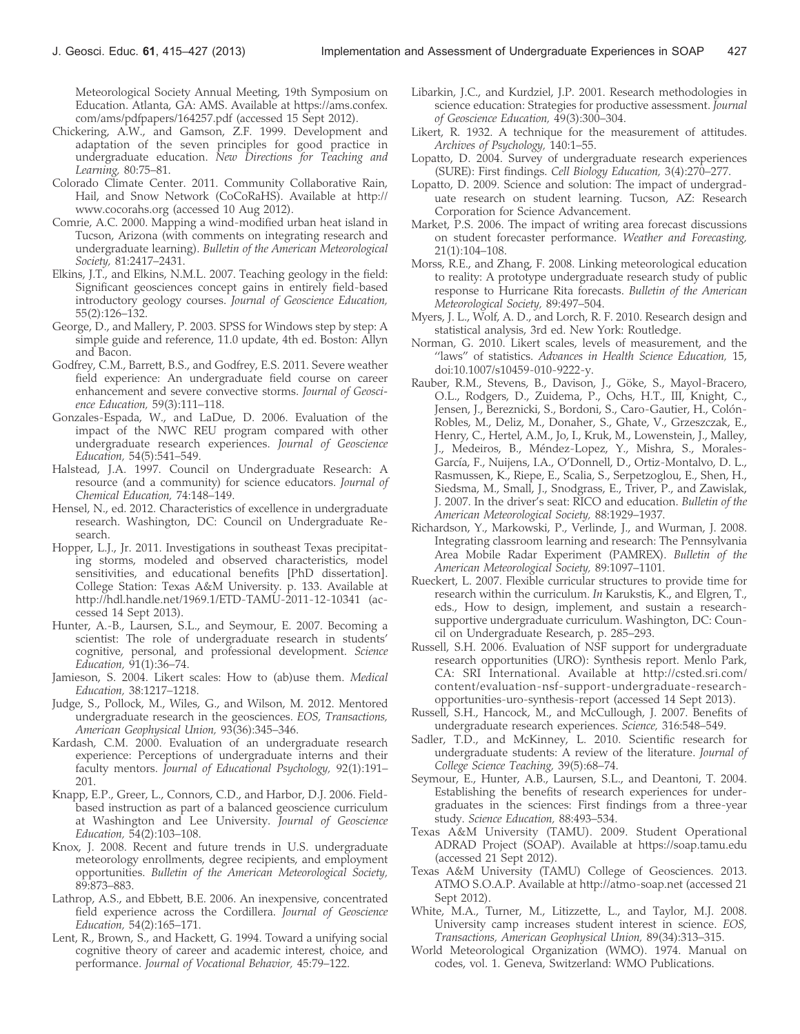Meteorological Society Annual Meeting, 19th Symposium on Education. Atlanta, GA: AMS. Available at https://ams.confex.com/ams/pdfpapers/164257.pdf (accessed 15 Sept 2012).

Chickering, A.W., and Gamson, Z.F. 1999. Development and adaptation of the seven principles for good practice in undergraduate education. *New Directions for Teaching and Learning,* 80:75–81.

Colorado Climate Center. 2011. Community Collaborative Rain, Hail, and Snow Network (CoCoRaHS). Available at http://www.cocorahs.org (accessed 10 Aug 2012).

Comrie, A.C. 2000. Mapping a wind-modified urban heat island in Tucson, Arizona (with comments on integrating research and undergraduate learning). *Bulletin of the American Meteorological Society,* 81:2417–2431.

Elkins, J.T., and Elkins, N.M.L. 2007. Teaching geology in the field: Significant geosciences concept gains in entirely field-based introductory geology courses. *Journal of Geoscience Education,* 55(2):126–132.

George, D., and Mallery, P. 2003. SPSS for Windows step by step: A simple guide and reference, 11.0 update, 4th ed. Boston: Allyn and Bacon.

Godfrey, C.M., Barrett, B.S., and Godfrey, E.S. 2011. Severe weather field experience: An undergraduate field course on career enhancement and severe convective storms. *Journal of Geoscience Education,* 59(3):111–118.

Gonzales-Espada, W., and LaDue, D. 2006. Evaluation of the impact of the NWC REU program compared with other undergraduate research experiences. *Journal of Geoscience Education,* 54(5):541–549.

Halstead, J.A. 1997. Council on Undergraduate Research: A resource (and a community) for science educators. *Journal of Chemical Education,* 74:148–149.

Hensel, N., ed. 2012. Characteristics of excellence in undergraduate research. Washington, DC: Council on Undergraduate Research.

Hopper, L.J., Jr. 2011. Investigations in southeast Texas precipitating storms, modeled and observed characteristics, model sensitivities, and educational benefits [PhD dissertation]. College Station: Texas A&M University. p. 133. Available at http://hdl.handle.net/1969.1/ETD-TAMU-2011-12-10341 (accessed 14 Sept 2013).

Hunter, A.-B., Laursen, S.L., and Seymour, E. 2007. Becoming a scientist: The role of undergraduate research in students' cognitive, personal, and professional development. *Science Education,* 91(1):36–74.

Jamieson, S. 2004. Likert scales: How to (ab)use them. *Medical Education,* 38:1217–1218.

Judge, S., Pollock, M., Wiles, G., and Wilson, M. 2012. Mentored undergraduate research in the geosciences. *EOS, Transactions, American Geophysical Union,* 93(36):345–346.

Kardash, C.M. 2000. Evaluation of an undergraduate research experience: Perceptions of undergraduate interns and their faculty mentors. *Journal of Educational Psychology,* 92(1):191–201.

Knapp, E.P., Greer, L., Connors, C.D., and Harbor, D.J. 2006. Field-based instruction as part of a balanced geoscience curriculum at Washington and Lee University. *Journal of Geoscience Education,* 54(2):103–108.

Knox, J. 2008. Recent and future trends in U.S. undergraduate meteorology enrollments, degree recipients, and employment opportunities. *Bulletin of the American Meteorological Society,* 89:873–883.

Lathrop, A.S., and Ebbett, B.E. 2006. An inexpensive, concentrated field experience across the Cordillera. *Journal of Geoscience Education,* 54(2):165–171.

Lent, R., Brown, S., and Hackett, G. 1994. Toward a unifying social cognitive theory of career and academic interest, choice, and performance. *Journal of Vocational Behavior,* 45:79–122.

Libarkin, J.C., and Kurdziel, J.P. 2001. Research methodologies in science education: Strategies for productive assessment. *Journal of Geoscience Education,* 49(3):300–304.

Likert, R. 1932. A technique for the measurement of attitudes. *Archives of Psychology,* 140:1–55.

Lopatto, D. 2004. Survey of undergraduate research experiences (SURE): First findings. *Cell Biology Education,* 3(4):270–277.

Lopatto, D. 2009. Science and solution: The impact of undergraduate research on student learning. Tucson, AZ: Research Corporation for Science Advancement.

Market, P.S. 2006. The impact of writing area forecast discussions on student forecaster performance. *Weather and Forecasting,* 21(1):104–108.

Morss, R.E., and Zhang, F. 2008. Linking meteorological education to reality: A prototype undergraduate research study of public response to Hurricane Rita forecasts. *Bulletin of the American Meteorological Society,* 89:497–504.

Myers, J. L., Wolf, A. D., and Lorch, R. F. 2010. Research design and statistical analysis, 3rd ed. New York: Routledge.

Norman, G. 2010. Likert scales, levels of measurement, and the "laws" of statistics. *Advances in Health Science Education,* 15, doi:10.1007/s10459-010-9222-y.

Rauber, R.M., Stevens, B., Davison, J., Göke, S., Mayol-Bracero, O.L., Rodgers, D., Zuidema, P., Ochs, H.T., III, Knight, C., Jensen, J., Bereznicki, S., Bordoni, S., Caro-Gautier, H., Colón-Robles, M., Deliz, M., Donaher, S., Ghate, V., Grzeszczak, E., Henry, C., Hertel, A.M., Jo, I., Kruk, M., Lowenstein, J., Malley, J., Medeiros, B., Méndez-Lopez, Y., Mishra, S., Morales-García, F., Nuijens, I.A., O'Donnell, D., Ortiz-Montalvo, D. L., Rasmussen, K., Riepe, E., Scalia, S., Serpetzoglou, E., Shen, H., Siedsma, M., Small, J., Snodgrass, E., Triver, P., and Zawislak, J. 2007. In the driver's seat: RICO and education. *Bulletin of the American Meteorological Society,* 88:1929–1937.

Richardson, Y., Markowski, P., Verlinde, J., and Wurman, J. 2008. Integrating classroom learning and research: The Pennsylvania Area Mobile Radar Experiment (PAMREX). *Bulletin of the American Meteorological Society,* 89:1097–1101.

Rueckert, L. 2007. Flexible curricular structures to provide time for research within the curriculum. *In* Karukstis, K., and Elgren, T., eds., How to design, implement, and sustain a research-supportive undergraduate curriculum. Washington, DC: Council on Undergraduate Research, p. 285–293.

Russell, S.H. 2006. Evaluation of NSF support for undergraduate research opportunities (URO): Synthesis report. Menlo Park, CA: SRI International. Available at http://csted.sri.com/content/evaluation-nsf-support-undergraduate-research-opportunities-uro-synthesis-report (accessed 14 Sept 2013).

Russell, S.H., Hancock, M., and McCullough, J. 2007. Benefits of undergraduate research experiences. *Science,* 316:548–549.

Sadler, T.D., and McKinney, L. 2010. Scientific research for undergraduate students: A review of the literature. *Journal of College Science Teaching,* 39(5):68–74.

Seymour, E., Hunter, A.B., Laursen, S.L., and Deantoni, T. 2004. Establishing the benefits of research experiences for undergraduates in the sciences: First findings from a three-year study. *Science Education,* 88:493–534.

Texas A&M University (TAMU). 2009. Student Operational ADRAD Project (SOAP). Available at https://soap.tamu.edu (accessed 21 Sept 2012).

Texas A&M University (TAMU) College of Geosciences. 2013. ATMO S.O.A.P. Available at http://atmo-soap.net (accessed 21 Sept 2012).

White, M.A., Turner, M., Litizzette, L., and Taylor, M.J. 2008. University camp increases student interest in science. *EOS, Transactions, American Geophysical Union,* 89(34):313–315.

World Meteorological Organization (WMO). 1974. Manual on codes, vol. 1. Geneva, Switzerland: WMO Publications.